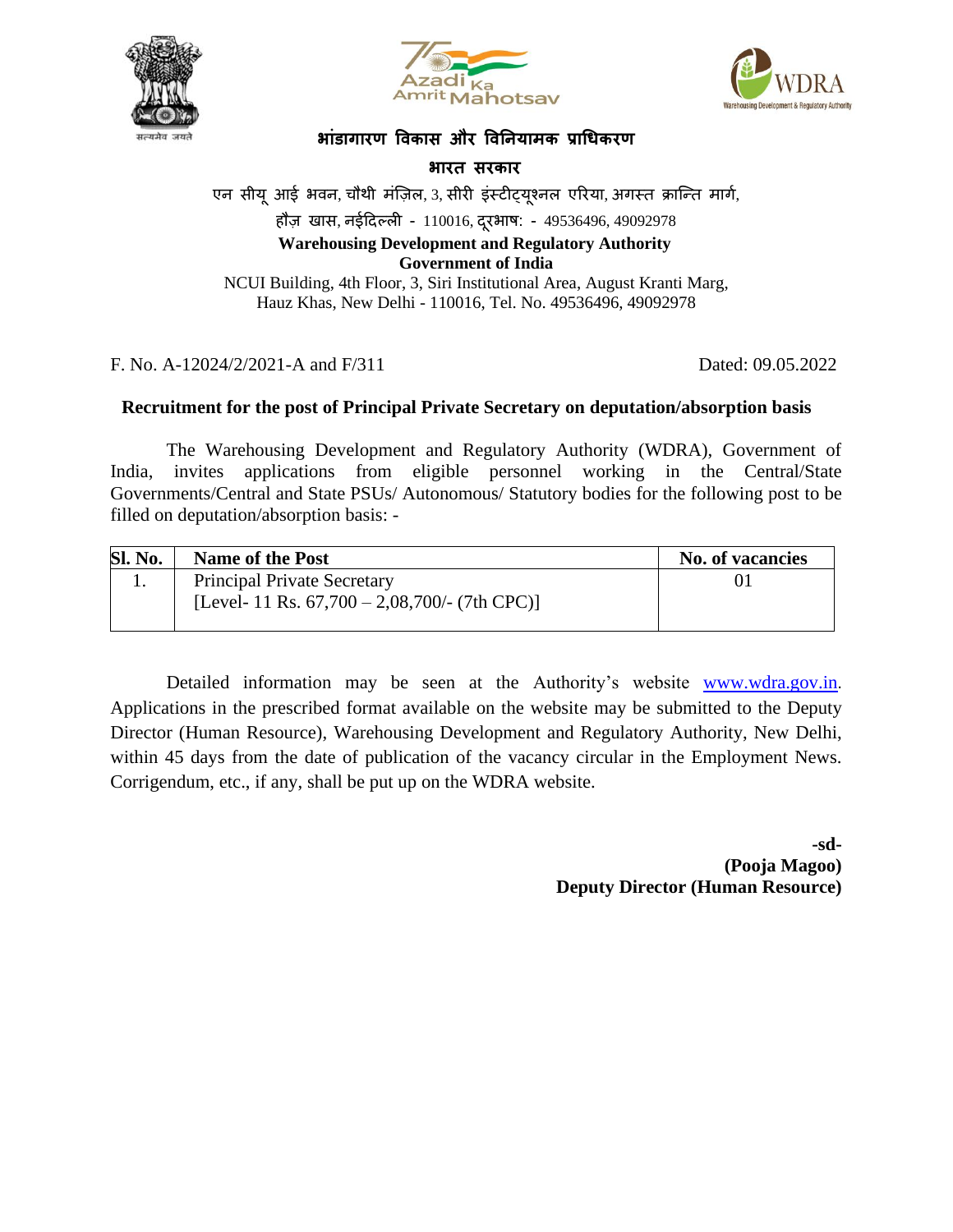**भांडागारण विकास और विनियामक प्राधिकरण**

**भारत सरकार**

एन सीयू आई भवन, चौथी मंज़िल, 3, सीरी इंस्टीट्यूशनल एरिया, अगस्त क्रान्ति मार्ग,
हौज़ खास, नईदिल्ली - 110016, दूरभाष: - 49536496, 49092978

**Warehousing Development and Regulatory Authority**
**Government of India**

NCUI Building, 4th Floor, 3, Siri Institutional Area, August Kranti Marg,
Hauz Khas, New Delhi - 110016, Tel. No. 49536496, 49092978

F. No. A-12024/2/2021-A and F/311 Dated: 09.05.2022

**Recruitment for the post of Principal Private Secretary on deputation/absorption basis**

The Warehousing Development and Regulatory Authority (WDRA), Government of India, invites applications from eligible personnel working in the Central/State Governments/Central and State PSUs/ Autonomous/ Statutory bodies for the following post to be filled on deputation/absorption basis: -

| Sl. No. | Name of the Post | No. of vacancies |
|---|---|---|
| 1. | Principal Private Secretary<br>[Level- 11 Rs. 67,700 – 2,08,700/- (7th CPC)] | 01 |

Detailed information may be seen at the Authority's website www.wdra.gov.in. Applications in the prescribed format available on the website may be submitted to the Deputy Director (Human Resource), Warehousing Development and Regulatory Authority, New Delhi, within 45 days from the date of publication of the vacancy circular in the Employment News. Corrigendum, etc., if any, shall be put up on the WDRA website.

**-sd-**
**(Pooja Magoo)**
**Deputy Director (Human Resource)**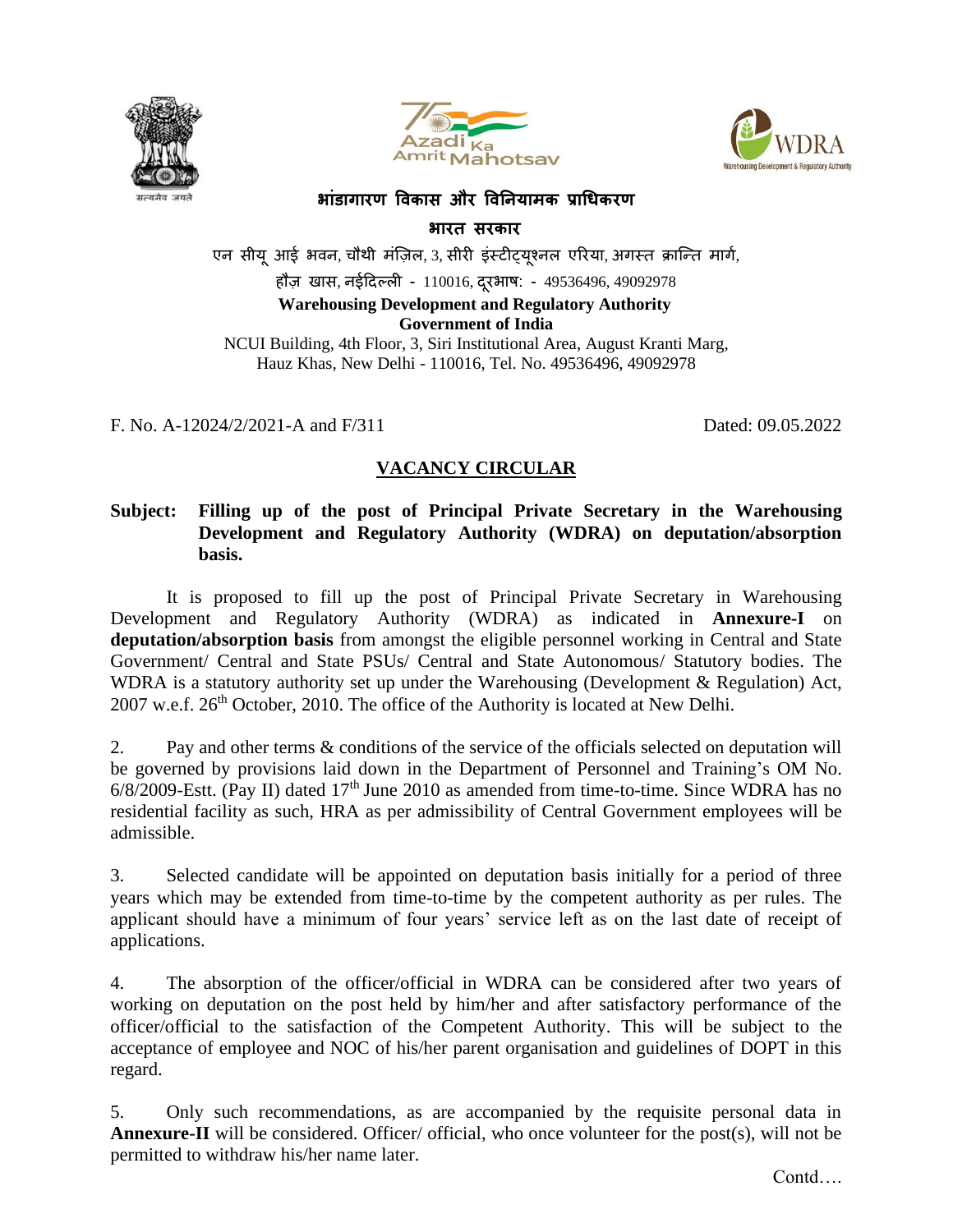**भांडागारण विकास और विनियामक प्राधिकरण**

**भारत सरकार**

एन सीयू आई भवन, चौथी मंज़िल, 3, सीरी इंस्टीट्यूश्नल एरिया, अगस्त क्रान्ति मार्ग,

हौज़ खास, नईदिल्ली - 110016, दूरभाष: - 49536496, 49092978

**Warehousing Development and Regulatory Authority**
**Government of India**

NCUI Building, 4th Floor, 3, Siri Institutional Area, August Kranti Marg,
Hauz Khas, New Delhi - 110016, Tel. No. 49536496, 49092978

F. No. A-12024/2/2021-A and F/311 Dated: 09.05.2022

## VACANCY CIRCULAR

**Subject: Filling up of the post of Principal Private Secretary in the Warehousing Development and Regulatory Authority (WDRA) on deputation/absorption basis.**

It is proposed to fill up the post of Principal Private Secretary in Warehousing Development and Regulatory Authority (WDRA) as indicated in **Annexure-I** on **deputation/absorption basis** from amongst the eligible personnel working in Central and State Government/ Central and State PSUs/ Central and State Autonomous/ Statutory bodies. The WDRA is a statutory authority set up under the Warehousing (Development & Regulation) Act, 2007 w.e.f. 26th October, 2010. The office of the Authority is located at New Delhi.

2. Pay and other terms & conditions of the service of the officials selected on deputation will be governed by provisions laid down in the Department of Personnel and Training's OM No. 6/8/2009-Estt. (Pay II) dated 17th June 2010 as amended from time-to-time. Since WDRA has no residential facility as such, HRA as per admissibility of Central Government employees will be admissible.

3. Selected candidate will be appointed on deputation basis initially for a period of three years which may be extended from time-to-time by the competent authority as per rules. The applicant should have a minimum of four years' service left as on the last date of receipt of applications.

4. The absorption of the officer/official in WDRA can be considered after two years of working on deputation on the post held by him/her and after satisfactory performance of the officer/official to the satisfaction of the Competent Authority. This will be subject to the acceptance of employee and NOC of his/her parent organisation and guidelines of DOPT in this regard.

5. Only such recommendations, as are accompanied by the requisite personal data in **Annexure-II** will be considered. Officer/ official, who once volunteer for the post(s), will not be permitted to withdraw his/her name later.

Contd….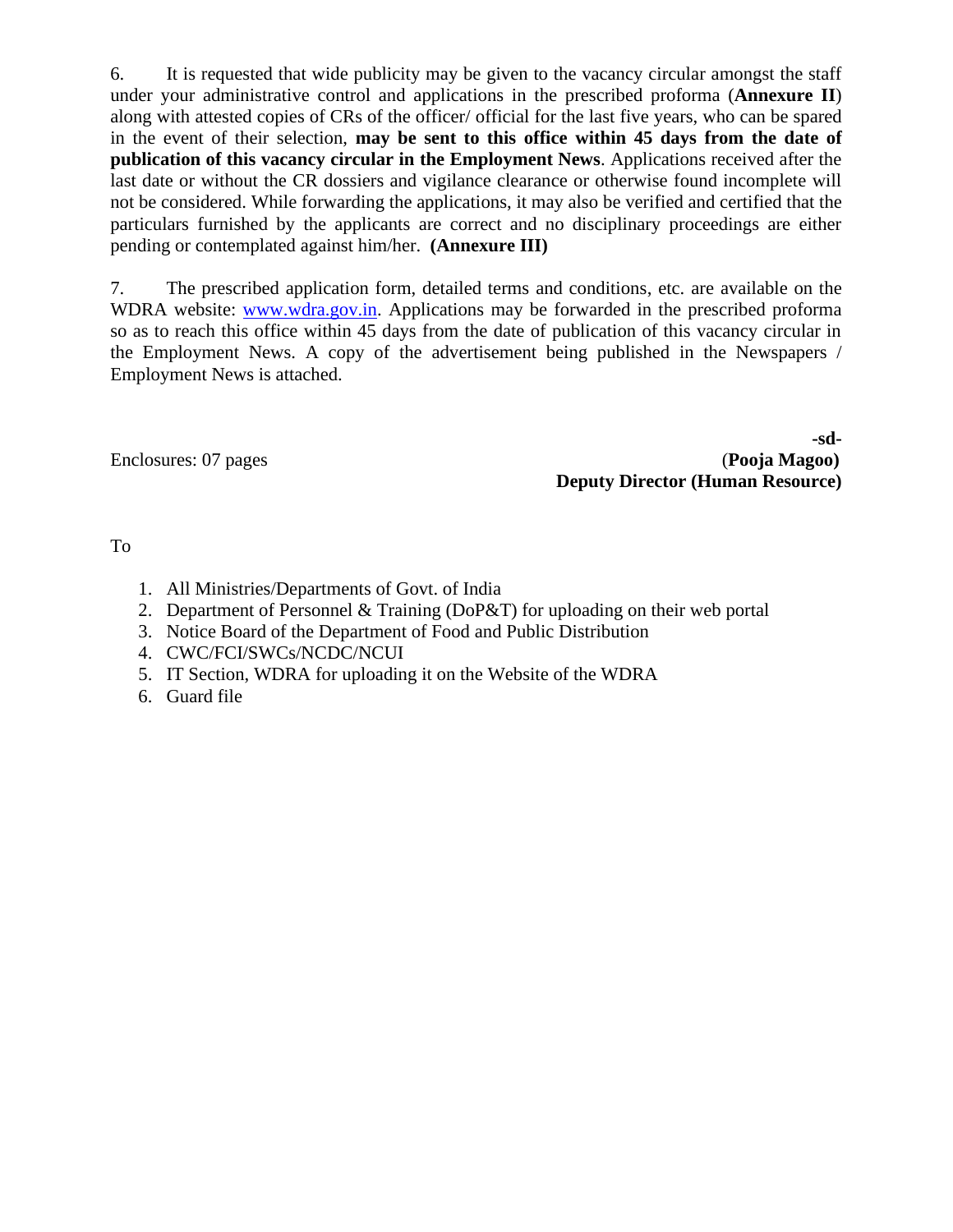6. It is requested that wide publicity may be given to the vacancy circular amongst the staff under your administrative control and applications in the prescribed proforma (**Annexure II**) along with attested copies of CRs of the officer/ official for the last five years, who can be spared in the event of their selection, **may be sent to this office within 45 days from the date of publication of this vacancy circular in the Employment News**. Applications received after the last date or without the CR dossiers and vigilance clearance or otherwise found incomplete will not be considered. While forwarding the applications, it may also be verified and certified that the particulars furnished by the applicants are correct and no disciplinary proceedings are either pending or contemplated against him/her. **(Annexure III)**

7. The prescribed application form, detailed terms and conditions, etc. are available on the WDRA website: www.wdra.gov.in. Applications may be forwarded in the prescribed proforma so as to reach this office within 45 days from the date of publication of this vacancy circular in the Employment News. A copy of the advertisement being published in the Newspapers / Employment News is attached.

**-sd-**

Enclosures: 07 pages

(**Pooja Magoo)**
**Deputy Director (Human Resource)**

To

1. All Ministries/Departments of Govt. of India
2. Department of Personnel & Training (DoP&T) for uploading on their web portal
3. Notice Board of the Department of Food and Public Distribution
4. CWC/FCI/SWCs/NCDC/NCUI
5. IT Section, WDRA for uploading it on the Website of the WDRA
6. Guard file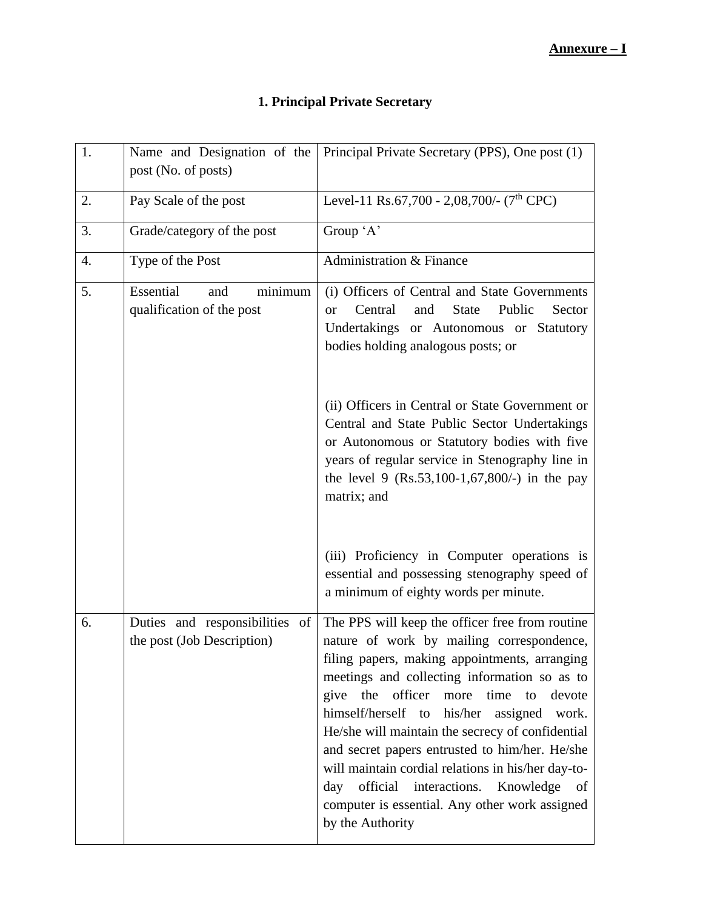**Annexure – I**

## 1. Principal Private Secretary

| 1. | Name and Designation of the post (No. of posts) | Principal Private Secretary (PPS), One post (1) |
|---|---|---|
| 2. | Pay Scale of the post | Level-11 Rs.67,700 - 2,08,700/- (7$^{th}$ CPC) |
| 3. | Grade/category of the post | Group 'A' |
| 4. | Type of the Post | Administration & Finance |
| 5. | Essential and minimum qualification of the post | (i) Officers of Central and State Governments or Central and State Public Sector Undertakings or Autonomous or Statutory bodies holding analogous posts; or<br><br>(ii) Officers in Central or State Government or Central and State Public Sector Undertakings or Autonomous or Statutory bodies with five years of regular service in Stenography line in the level 9 (Rs.53,100-1,67,800/-) in the pay matrix; and<br><br>(iii) Proficiency in Computer operations is essential and possessing stenography speed of a minimum of eighty words per minute. |
| 6. | Duties and responsibilities of the post (Job Description) | The PPS will keep the officer free from routine nature of work by mailing correspondence, filing papers, making appointments, arranging meetings and collecting information so as to give the officer more time to devote himself/herself to his/her assigned work. He/she will maintain the secrecy of confidential and secret papers entrusted to him/her. He/she will maintain cordial relations in his/her day-to-day official interactions. Knowledge of computer is essential. Any other work assigned by the Authority |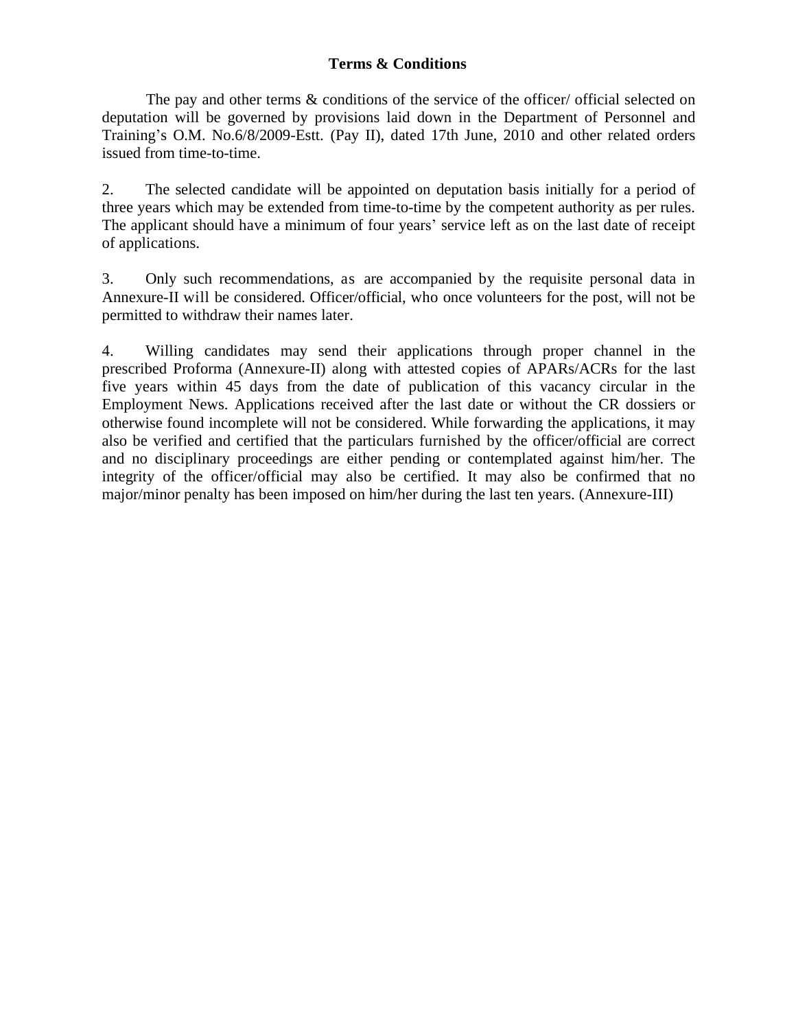**Terms & Conditions**

The pay and other terms & conditions of the service of the officer/ official selected on deputation will be governed by provisions laid down in the Department of Personnel and Training's O.M. No.6/8/2009-Estt. (Pay II), dated 17th June, 2010 and other related orders issued from time-to-time.

2. The selected candidate will be appointed on deputation basis initially for a period of three years which may be extended from time-to-time by the competent authority as per rules. The applicant should have a minimum of four years' service left as on the last date of receipt of applications.

3. Only such recommendations, as are accompanied by the requisite personal data in Annexure-II will be considered. Officer/official, who once volunteers for the post, will not be permitted to withdraw their names later.

4. Willing candidates may send their applications through proper channel in the prescribed Proforma (Annexure-II) along with attested copies of APARs/ACRs for the last five years within 45 days from the date of publication of this vacancy circular in the Employment News. Applications received after the last date or without the CR dossiers or otherwise found incomplete will not be considered. While forwarding the applications, it may also be verified and certified that the particulars furnished by the officer/official are correct and no disciplinary proceedings are either pending or contemplated against him/her. The integrity of the officer/official may also be certified. It may also be confirmed that no major/minor penalty has been imposed on him/her during the last ten years. (Annexure-III)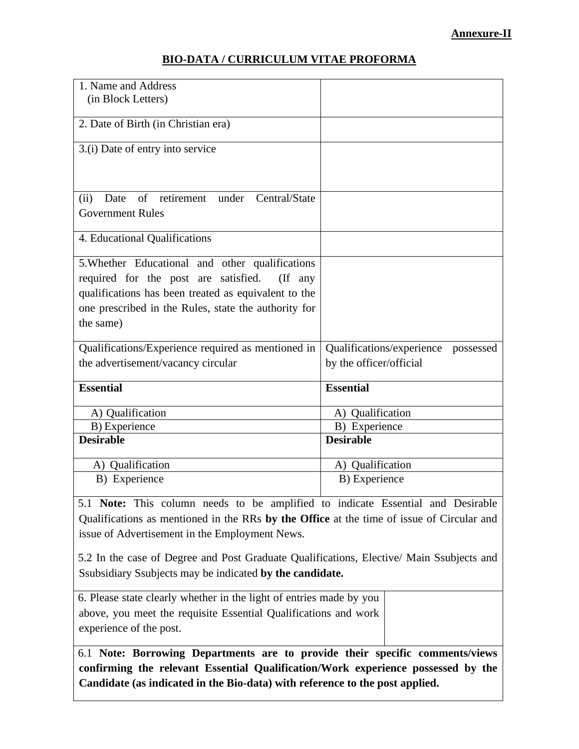**Annexure-II**

## BIO-DATA / CURRICULUM VITAE PROFORMA

| | |
|---|---|
| 1. Name and Address (in Block Letters) | |
| 2. Date of Birth (in Christian era) | |
| 3.(i) Date of entry into service | |
| (ii) Date of retirement under Central/State Government Rules | |
| 4. Educational Qualifications | |
| 5.Whether Educational and other qualifications required for the post are satisfied. (If any qualifications has been treated as equivalent to the one prescribed in the Rules, state the authority for the same) | |
| Qualifications/Experience required as mentioned in the advertisement/vacancy circular | Qualifications/experience possessed by the officer/official |
| **Essential** | **Essential** |
| A) Qualification | A) Qualification |
| B) Experience | B) Experience |
| **Desirable** | **Desirable** |
| A) Qualification | A) Qualification |
| B) Experience | B) Experience |

5.1 **Note:** This column needs to be amplified to indicate Essential and Desirable Qualifications as mentioned in the RRs **by the Office** at the time of issue of Circular and issue of Advertisement in the Employment News.

5.2 In the case of Degree and Post Graduate Qualifications, Elective/ Main Ssubjects and Ssubsidiary Ssubjects may be indicated **by the candidate.**

| | |
|---|---|
| 6. Please state clearly whether in the light of entries made by you above, you meet the requisite Essential Qualifications and work experience of the post. | |

6.1 **Note: Borrowing Departments are to provide their specific comments/views confirming the relevant Essential Qualification/Work experience possessed by the Candidate (as indicated in the Bio-data) with reference to the post applied.**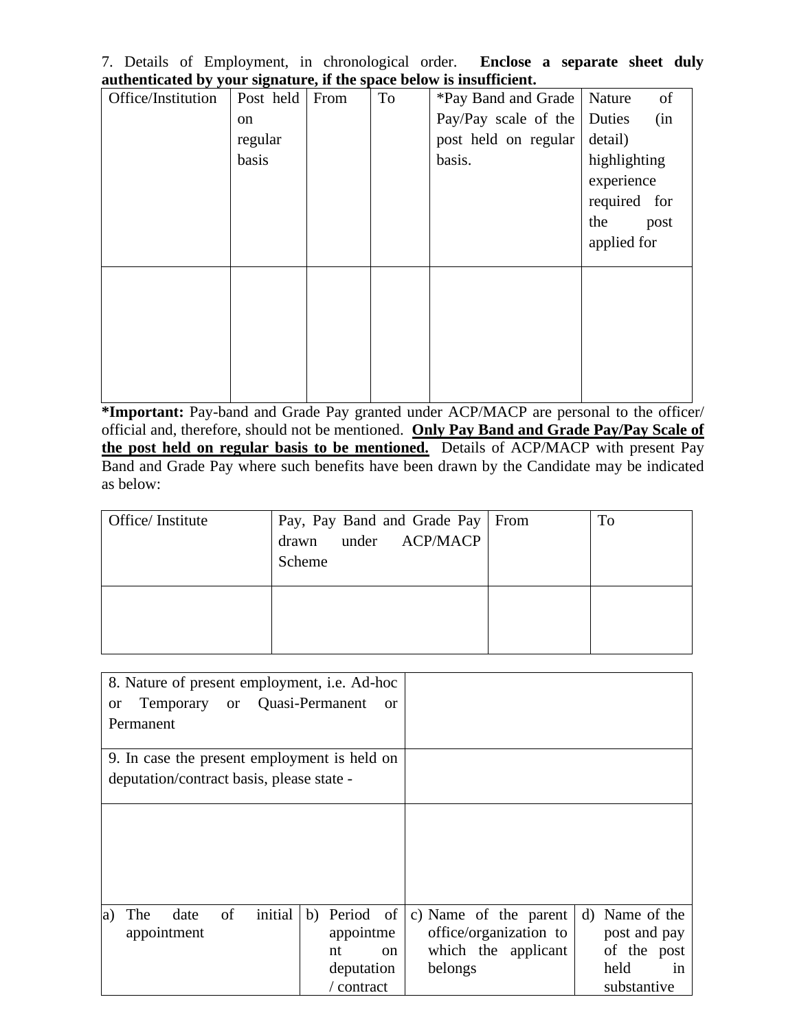7. Details of Employment, in chronological order. **Enclose a separate sheet duly authenticated by your signature, if the space below is insufficient.**

| Office/Institution | Post held on regular basis | From | To | *Pay Band and Grade Pay/Pay scale of the post held on regular basis. | Nature of Duties (in detail) highlighting experience required for the post applied for |
|---|---|---|---|---|---|
| | | | | | |

***Important:** Pay-band and Grade Pay granted under ACP/MACP are personal to the officer/ official and, therefore, should not be mentioned. **<u>Only Pay Band and Grade Pay/Pay Scale of the post held on regular basis to be mentioned.</u>** Details of ACP/MACP with present Pay Band and Grade Pay where such benefits have been drawn by the Candidate may be indicated as below:

| Office/ Institute | Pay, Pay Band and Grade Pay drawn under ACP/MACP Scheme | From | To |
|---|---|---|---|
| | | | |

| 8. Nature of present employment, i.e. Ad-hoc or Temporary or Quasi-Permanent or Permanent | | | |
|---|---|---|---|
| 9. In case the present employment is held on deputation/contract basis, please state - | | | |
| | | | |
| a) The date of initial appointment | b) Period of appointment on deputation / contract | c) Name of the parent office/organization to which the applicant belongs | d) Name of the post and pay of the post held in substantive |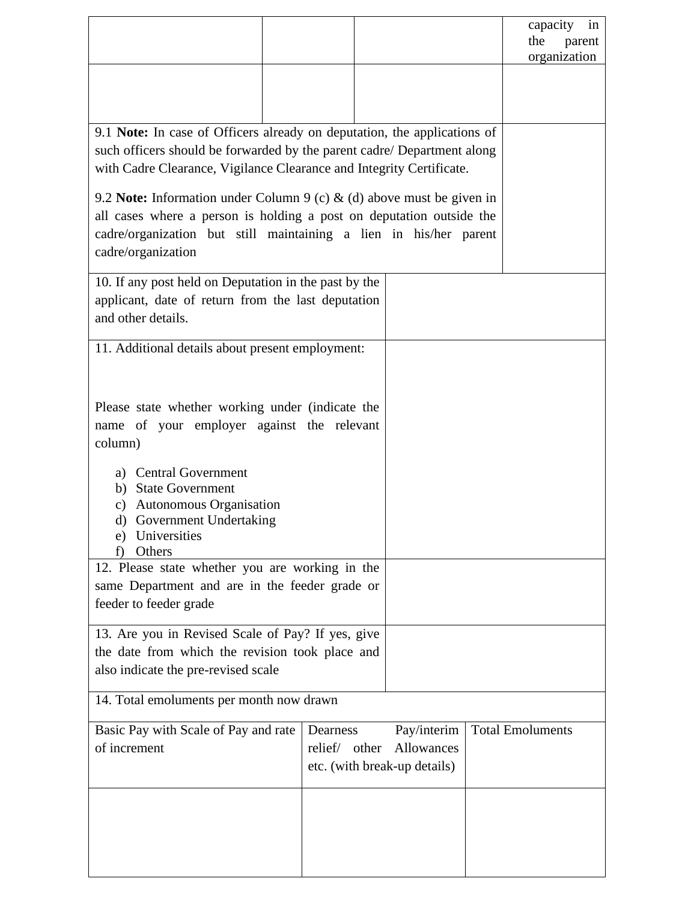| | | | capacity in the parent organization |
|---|---|---|---|
| | | | |

| | |
|---|---|
| 9.1 **Note:** In case of Officers already on deputation, the applications of such officers should be forwarded by the parent cadre/ Department along with Cadre Clearance, Vigilance Clearance and Integrity Certificate.<br><br>9.2 **Note:** Information under Column 9 (c) & (d) above must be given in all cases where a person is holding a post on deputation outside the cadre/organization but still maintaining a lien in his/her parent cadre/organization | |

| | |
|---|---|
| 10. If any post held on Deputation in the past by the applicant, date of return from the last deputation and other details. | |
| 11. Additional details about present employment:<br><br>Please state whether working under (indicate the name of your employer against the relevant column)<br><br>a) Central Government<br>b) State Government<br>c) Autonomous Organisation<br>d) Government Undertaking<br>e) Universities<br>f) Others | |
| 12. Please state whether you are working in the same Department and are in the feeder grade or feeder to feeder grade | |
| 13. Are you in Revised Scale of Pay? If yes, give the date from which the revision took place and also indicate the pre-revised scale | |

14. Total emoluments per month now drawn

| Basic Pay with Scale of Pay and rate of increment | Dearness Pay/interim relief/ other Allowances etc. (with break-up details) | Total Emoluments |
|---|---|---|
| | | |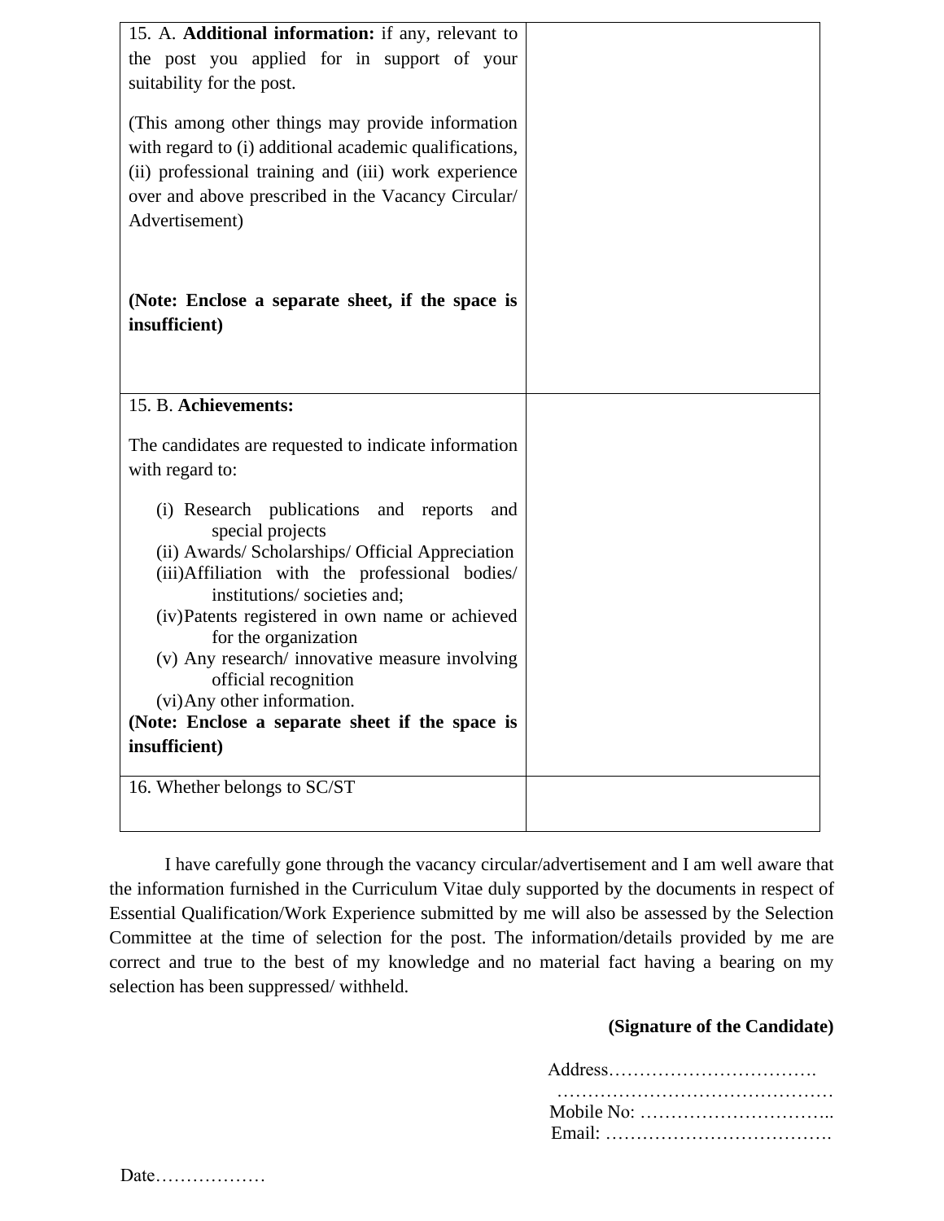| | |
|---|---|
| 15. A. **Additional information:** if any, relevant to the post you applied for in support of your suitability for the post.<br><br>(This among other things may provide information with regard to (i) additional academic qualifications, (ii) professional training and (iii) work experience over and above prescribed in the Vacancy Circular/ Advertisement)<br><br>**(Note: Enclose a separate sheet, if the space is insufficient)** | |
| 15. B. **Achievements:**<br><br>The candidates are requested to indicate information with regard to:<br><br>(i) Research publications and reports and special projects<br>(ii) Awards/ Scholarships/ Official Appreciation<br>(iii)Affiliation with the professional bodies/ institutions/ societies and;<br>(iv)Patents registered in own name or achieved for the organization<br>(v) Any research/ innovative measure involving official recognition<br>(vi)Any other information.<br>**(Note: Enclose a separate sheet if the space is insufficient)** | |
| 16. Whether belongs to SC/ST | |

I have carefully gone through the vacancy circular/advertisement and I am well aware that the information furnished in the Curriculum Vitae duly supported by the documents in respect of Essential Qualification/Work Experience submitted by me will also be assessed by the Selection Committee at the time of selection for the post. The information/details provided by me are correct and true to the best of my knowledge and no material fact having a bearing on my selection has been suppressed/ withheld.

**(Signature of the Candidate)**

Address…………………………….
…………………………….…………
Mobile No: …………………………..
Email: ……………………………….

Date………………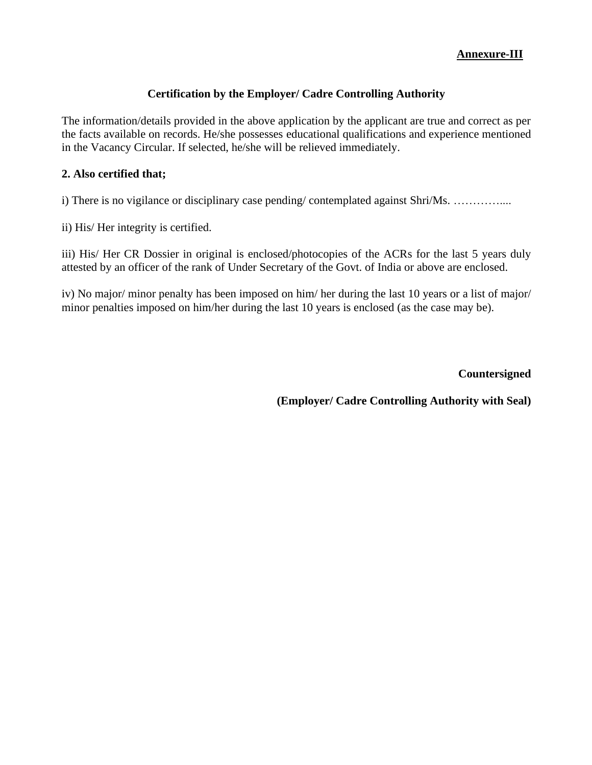**<u>Annexure-III</u>**

## Certification by the Employer/ Cadre Controlling Authority

The information/details provided in the above application by the applicant are true and correct as per the facts available on records. He/she possesses educational qualifications and experience mentioned in the Vacancy Circular. If selected, he/she will be relieved immediately.

**2. Also certified that;**

i) There is no vigilance or disciplinary case pending/ contemplated against Shri/Ms. …………....

ii) His/ Her integrity is certified.

iii) His/ Her CR Dossier in original is enclosed/photocopies of the ACRs for the last 5 years duly attested by an officer of the rank of Under Secretary of the Govt. of India or above are enclosed.

iv) No major/ minor penalty has been imposed on him/ her during the last 10 years or a list of major/ minor penalties imposed on him/her during the last 10 years is enclosed (as the case may be).

**Countersigned**

**(Employer/ Cadre Controlling Authority with Seal)**